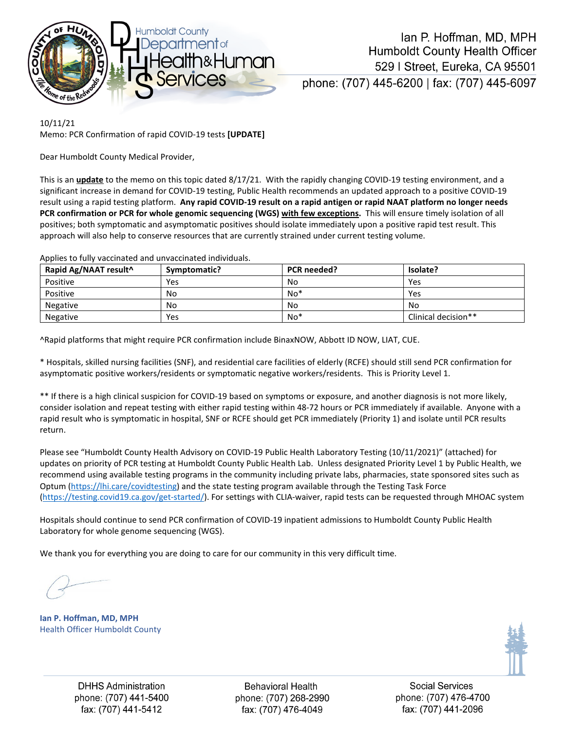Humboldt County Department of Health & Human Services

Ian P. Hoffman, MD, MPH
Humboldt County Health Officer
529 I Street, Eureka, CA 95501
phone: (707) 445-6200 | fax: (707) 445-6097

10/11/21
Memo: PCR Confirmation of rapid COVID-19 tests **[UPDATE]**

Dear Humboldt County Medical Provider,

This is an **update** to the memo on this topic dated 8/17/21. With the rapidly changing COVID-19 testing environment, and a significant increase in demand for COVID-19 testing, Public Health recommends an updated approach to a positive COVID-19 result using a rapid testing platform. **Any rapid COVID-19 result on a rapid antigen or rapid NAAT platform no longer needs PCR confirmation or PCR for whole genomic sequencing (WGS) with few exceptions.** This will ensure timely isolation of all positives; both symptomatic and asymptomatic positives should isolate immediately upon a positive rapid test result. This approach will also help to conserve resources that are currently strained under current testing volume.

Applies to fully vaccinated and unvaccinated individuals.

| Rapid Ag/NAAT result^ | Symptomatic? | PCR needed? | Isolate? |
|---|---|---|---|
| Positive | Yes | No | Yes |
| Positive | No | No* | Yes |
| Negative | No | No | No |
| Negative | Yes | No* | Clinical decision** |

^Rapid platforms that might require PCR confirmation include BinaxNOW, Abbott ID NOW, LIAT, CUE.

* Hospitals, skilled nursing facilities (SNF), and residential care facilities of elderly (RCFE) should still send PCR confirmation for asymptomatic positive workers/residents or symptomatic negative workers/residents. This is Priority Level 1.

** If there is a high clinical suspicion for COVID-19 based on symptoms or exposure, and another diagnosis is not more likely, consider isolation and repeat testing with either rapid testing within 48-72 hours or PCR immediately if available. Anyone with a rapid result who is symptomatic in hospital, SNF or RCFE should get PCR immediately (Priority 1) and isolate until PCR results return.

Please see "Humboldt County Health Advisory on COVID-19 Public Health Laboratory Testing (10/11/2021)" (attached) for updates on priority of PCR testing at Humboldt County Public Health Lab. Unless designated Priority Level 1 by Public Health, we recommend using available testing programs in the community including private labs, pharmacies, state sponsored sites such as Optum (https://lhi.care/covidtesting) and the state testing program available through the Testing Task Force (https://testing.covid19.ca.gov/get-started/). For settings with CLIA-waiver, rapid tests can be requested through MHOAC system

Hospitals should continue to send PCR confirmation of COVID-19 inpatient admissions to Humboldt County Public Health Laboratory for whole genome sequencing (WGS).

We thank you for everything you are doing to care for our community in this very difficult time.

**Ian P. Hoffman, MD, MPH**
Health Officer Humboldt County

DHHS Administration
phone: (707) 441-5400
fax: (707) 441-5412

Behavioral Health
phone: (707) 268-2990
fax: (707) 476-4049

Social Services
phone: (707) 476-4700
fax: (707) 441-2096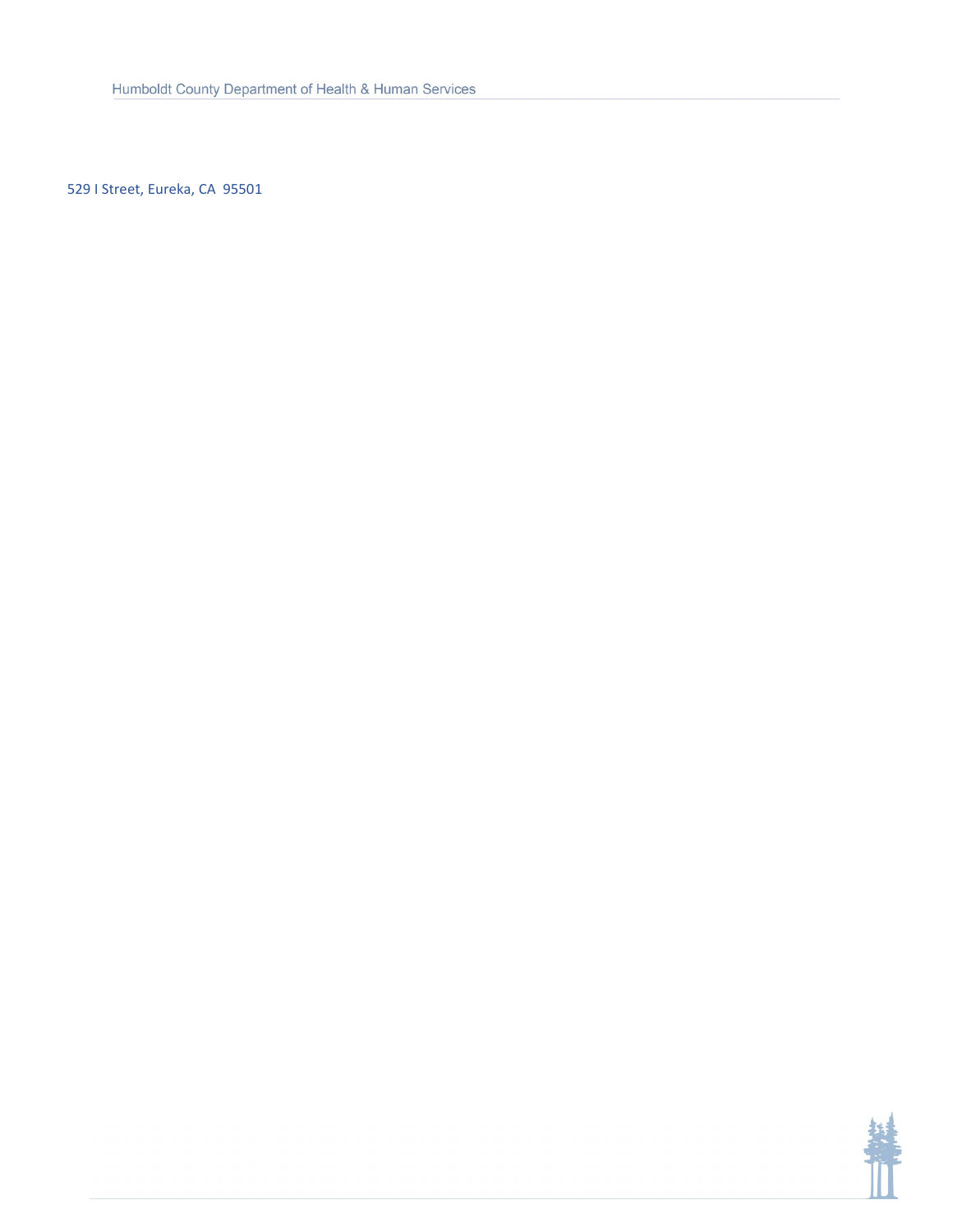529 I Street, Eureka, CA  95501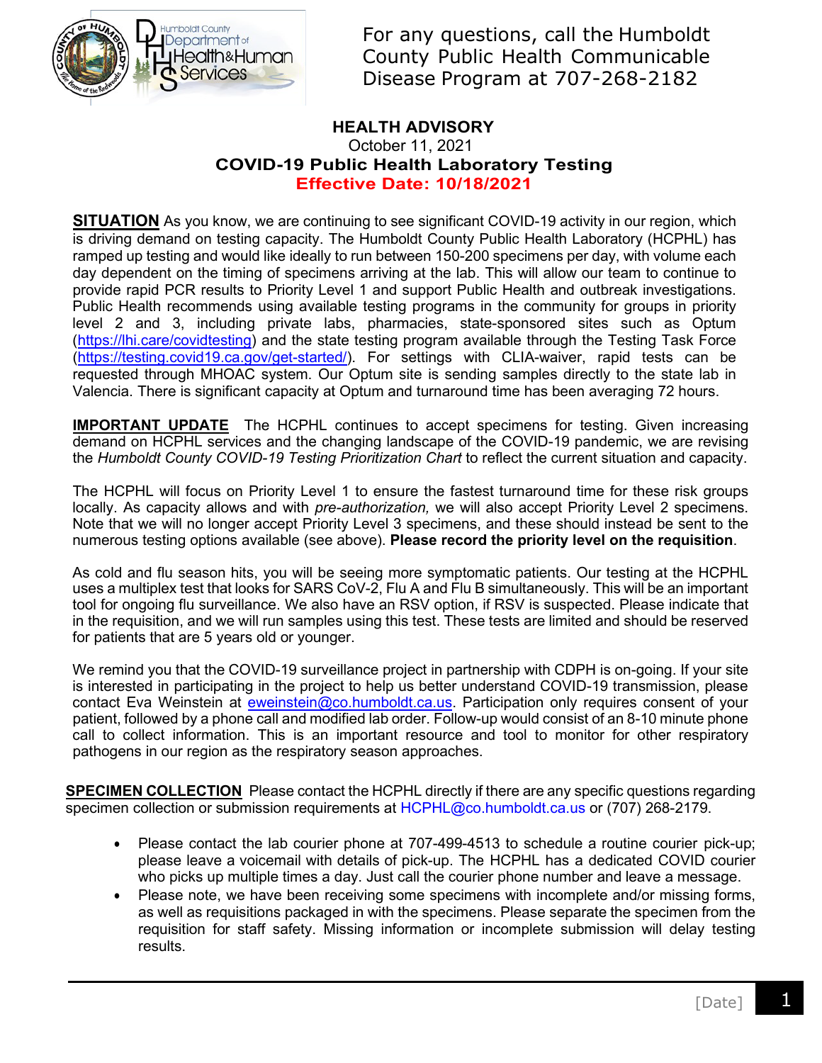For any questions, call the Humboldt County Public Health Communicable Disease Program at 707-268-2182

# HEALTH ADVISORY

October 11, 2021

## COVID-19 Public Health Laboratory Testing

**Effective Date: 10/18/2021**

**SITUATION** As you know, we are continuing to see significant COVID-19 activity in our region, which is driving demand on testing capacity. The Humboldt County Public Health Laboratory (HCPHL) has ramped up testing and would like ideally to run between 150-200 specimens per day, with volume each day dependent on the timing of specimens arriving at the lab. This will allow our team to continue to provide rapid PCR results to Priority Level 1 and support Public Health and outbreak investigations. Public Health recommends using available testing programs in the community for groups in priority level 2 and 3, including private labs, pharmacies, state-sponsored sites such as Optum (https://lhi.care/covidtesting) and the state testing program available through the Testing Task Force (https://testing.covid19.ca.gov/get-started/). For settings with CLIA-waiver, rapid tests can be requested through MHOAC system. Our Optum site is sending samples directly to the state lab in Valencia. There is significant capacity at Optum and turnaround time has been averaging 72 hours.

**IMPORTANT UPDATE** The HCPHL continues to accept specimens for testing. Given increasing demand on HCPHL services and the changing landscape of the COVID-19 pandemic, we are revising the *Humboldt County COVID-19 Testing Prioritization Chart* to reflect the current situation and capacity.

The HCPHL will focus on Priority Level 1 to ensure the fastest turnaround time for these risk groups locally. As capacity allows and with *pre-authorization,* we will also accept Priority Level 2 specimens. Note that we will no longer accept Priority Level 3 specimens, and these should instead be sent to the numerous testing options available (see above). **Please record the priority level on the requisition**.

As cold and flu season hits, you will be seeing more symptomatic patients. Our testing at the HCPHL uses a multiplex test that looks for SARS CoV-2, Flu A and Flu B simultaneously. This will be an important tool for ongoing flu surveillance. We also have an RSV option, if RSV is suspected. Please indicate that in the requisition, and we will run samples using this test. These tests are limited and should be reserved for patients that are 5 years old or younger.

We remind you that the COVID-19 surveillance project in partnership with CDPH is on-going. If your site is interested in participating in the project to help us better understand COVID-19 transmission, please contact Eva Weinstein at eweinstein@co.humboldt.ca.us. Participation only requires consent of your patient, followed by a phone call and modified lab order. Follow-up would consist of an 8-10 minute phone call to collect information. This is an important resource and tool to monitor for other respiratory pathogens in our region as the respiratory season approaches.

**SPECIMEN COLLECTION** Please contact the HCPHL directly if there are any specific questions regarding specimen collection or submission requirements at HCPHL@co.humboldt.ca.us or (707) 268-2179.

- Please contact the lab courier phone at 707-499-4513 to schedule a routine courier pick-up; please leave a voicemail with details of pick-up. The HCPHL has a dedicated COVID courier who picks up multiple times a day. Just call the courier phone number and leave a message.
- Please note, we have been receiving some specimens with incomplete and/or missing forms, as well as requisitions packaged in with the specimens. Please separate the specimen from the requisition for staff safety. Missing information or incomplete submission will delay testing results.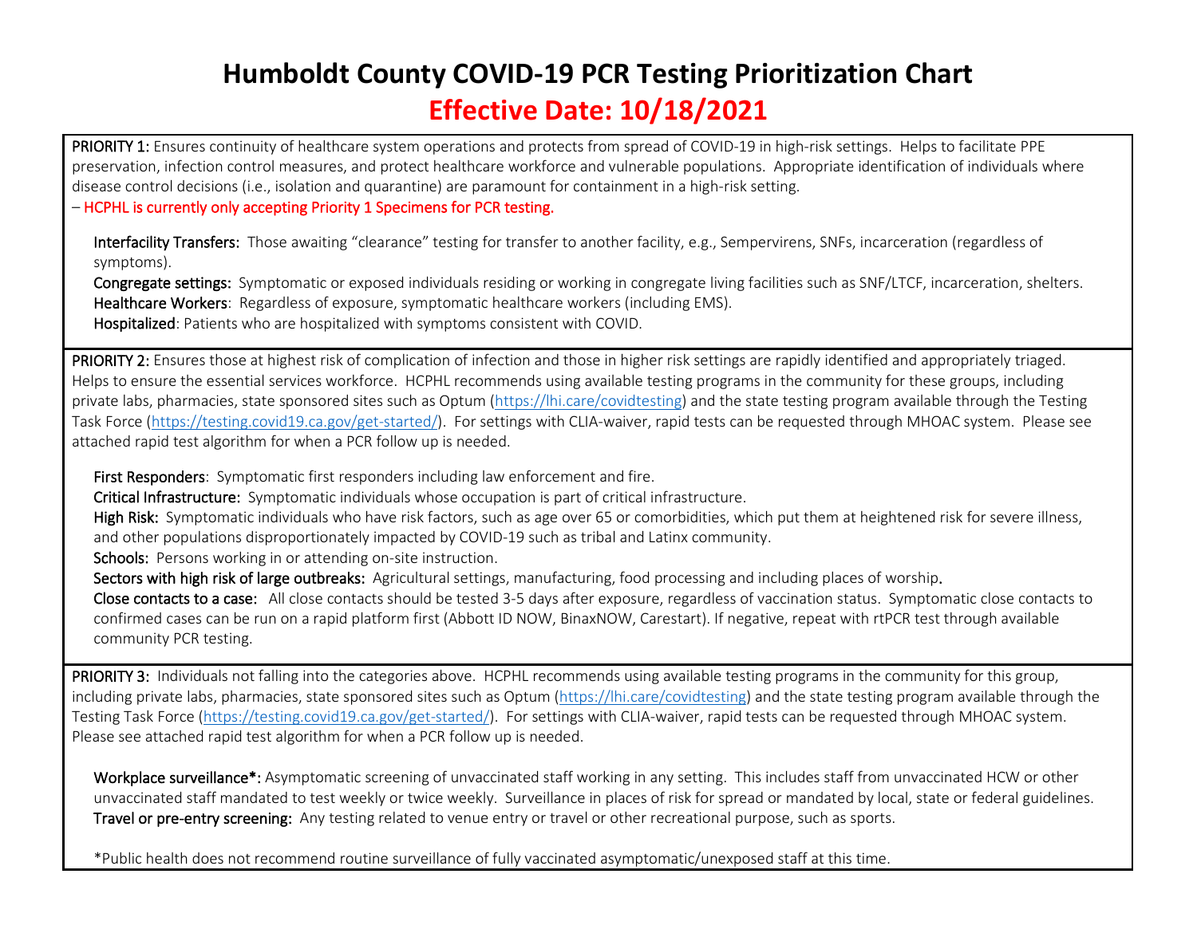# Humboldt County COVID-19 PCR Testing Prioritization Chart

## Effective Date: 10/18/2021

**PRIORITY 1:** Ensures continuity of healthcare system operations and protects from spread of COVID-19 in high-risk settings. Helps to facilitate PPE preservation, infection control measures, and protect healthcare workforce and vulnerable populations. Appropriate identification of individuals where disease control decisions (i.e., isolation and quarantine) are paramount for containment in a high-risk setting.

– HCPHL is currently only accepting Priority 1 Specimens for PCR testing.

- **Interfacility Transfers:** Those awaiting "clearance" testing for transfer to another facility, e.g., Sempervirens, SNFs, incarceration (regardless of symptoms).
- **Congregate settings:** Symptomatic or exposed individuals residing or working in congregate living facilities such as SNF/LTCF, incarceration, shelters.
- **Healthcare Workers**: Regardless of exposure, symptomatic healthcare workers (including EMS).
- **Hospitalized**: Patients who are hospitalized with symptoms consistent with COVID.

**PRIORITY 2:** Ensures those at highest risk of complication of infection and those in higher risk settings are rapidly identified and appropriately triaged. Helps to ensure the essential services workforce. HCPHL recommends using available testing programs in the community for these groups, including private labs, pharmacies, state sponsored sites such as Optum (https://lhi.care/covidtesting) and the state testing program available through the Testing Task Force (https://testing.covid19.ca.gov/get-started/). For settings with CLIA-waiver, rapid tests can be requested through MHOAC system. Please see attached rapid test algorithm for when a PCR follow up is needed.

- **First Responders**: Symptomatic first responders including law enforcement and fire.
- **Critical Infrastructure:** Symptomatic individuals whose occupation is part of critical infrastructure.
- **High Risk:** Symptomatic individuals who have risk factors, such as age over 65 or comorbidities, which put them at heightened risk for severe illness, and other populations disproportionately impacted by COVID-19 such as tribal and Latinx community.
- **Schools:** Persons working in or attending on-site instruction.
- **Sectors with high risk of large outbreaks:** Agricultural settings, manufacturing, food processing and including places of worship.
- **Close contacts to a case:** All close contacts should be tested 3-5 days after exposure, regardless of vaccination status. Symptomatic close contacts to confirmed cases can be run on a rapid platform first (Abbott ID NOW, BinaxNOW, Carestart). If negative, repeat with rtPCR test through available community PCR testing.

**PRIORITY 3:** Individuals not falling into the categories above. HCPHL recommends using available testing programs in the community for this group, including private labs, pharmacies, state sponsored sites such as Optum (https://lhi.care/covidtesting) and the state testing program available through the Testing Task Force (https://testing.covid19.ca.gov/get-started/). For settings with CLIA-waiver, rapid tests can be requested through MHOAC system. Please see attached rapid test algorithm for when a PCR follow up is needed.

- **Workplace surveillance*:** Asymptomatic screening of unvaccinated staff working in any setting. This includes staff from unvaccinated HCW or other unvaccinated staff mandated to test weekly or twice weekly. Surveillance in places of risk for spread or mandated by local, state or federal guidelines.
- **Travel or pre-entry screening:** Any testing related to venue entry or travel or other recreational purpose, such as sports.

*Public health does not recommend routine surveillance of fully vaccinated asymptomatic/unexposed staff at this time.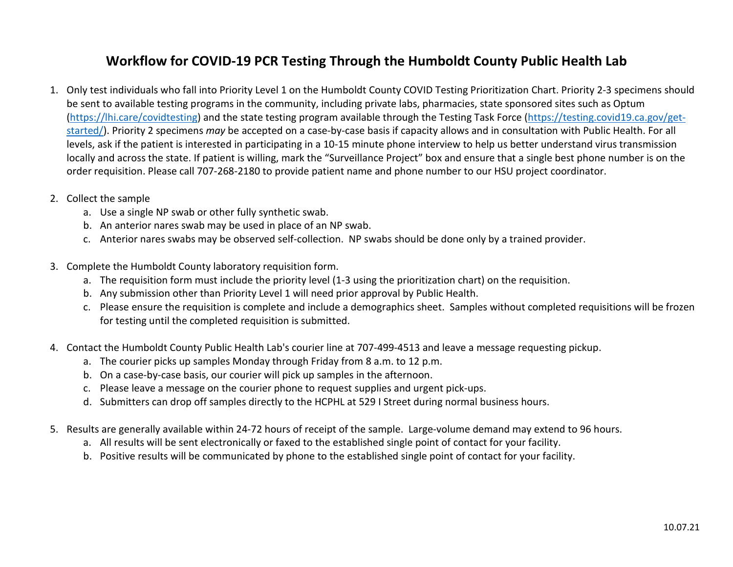# Workflow for COVID-19 PCR Testing Through the Humboldt County Public Health Lab

1. Only test individuals who fall into Priority Level 1 on the Humboldt County COVID Testing Prioritization Chart. Priority 2-3 specimens should be sent to available testing programs in the community, including private labs, pharmacies, state sponsored sites such as Optum (https://lhi.care/covidtesting) and the state testing program available through the Testing Task Force (https://testing.covid19.ca.gov/get-started/). Priority 2 specimens *may* be accepted on a case-by-case basis if capacity allows and in consultation with Public Health. For all levels, ask if the patient is interested in participating in a 10-15 minute phone interview to help us better understand virus transmission locally and across the state. If patient is willing, mark the "Surveillance Project" box and ensure that a single best phone number is on the order requisition. Please call 707-268-2180 to provide patient name and phone number to our HSU project coordinator.

2. Collect the sample
   a. Use a single NP swab or other fully synthetic swab.
   b. An anterior nares swab may be used in place of an NP swab.
   c. Anterior nares swabs may be observed self-collection. NP swabs should be done only by a trained provider.

3. Complete the Humboldt County laboratory requisition form.
   a. The requisition form must include the priority level (1-3 using the prioritization chart) on the requisition.
   b. Any submission other than Priority Level 1 will need prior approval by Public Health.
   c. Please ensure the requisition is complete and include a demographics sheet. Samples without completed requisitions will be frozen for testing until the completed requisition is submitted.

4. Contact the Humboldt County Public Health Lab's courier line at 707-499-4513 and leave a message requesting pickup.
   a. The courier picks up samples Monday through Friday from 8 a.m. to 12 p.m.
   b. On a case-by-case basis, our courier will pick up samples in the afternoon.
   c. Please leave a message on the courier phone to request supplies and urgent pick-ups.
   d. Submitters can drop off samples directly to the HCPHL at 529 I Street during normal business hours.

5. Results are generally available within 24-72 hours of receipt of the sample. Large-volume demand may extend to 96 hours.
   a. All results will be sent electronically or faxed to the established single point of contact for your facility.
   b. Positive results will be communicated by phone to the established single point of contact for your facility.

10.07.21